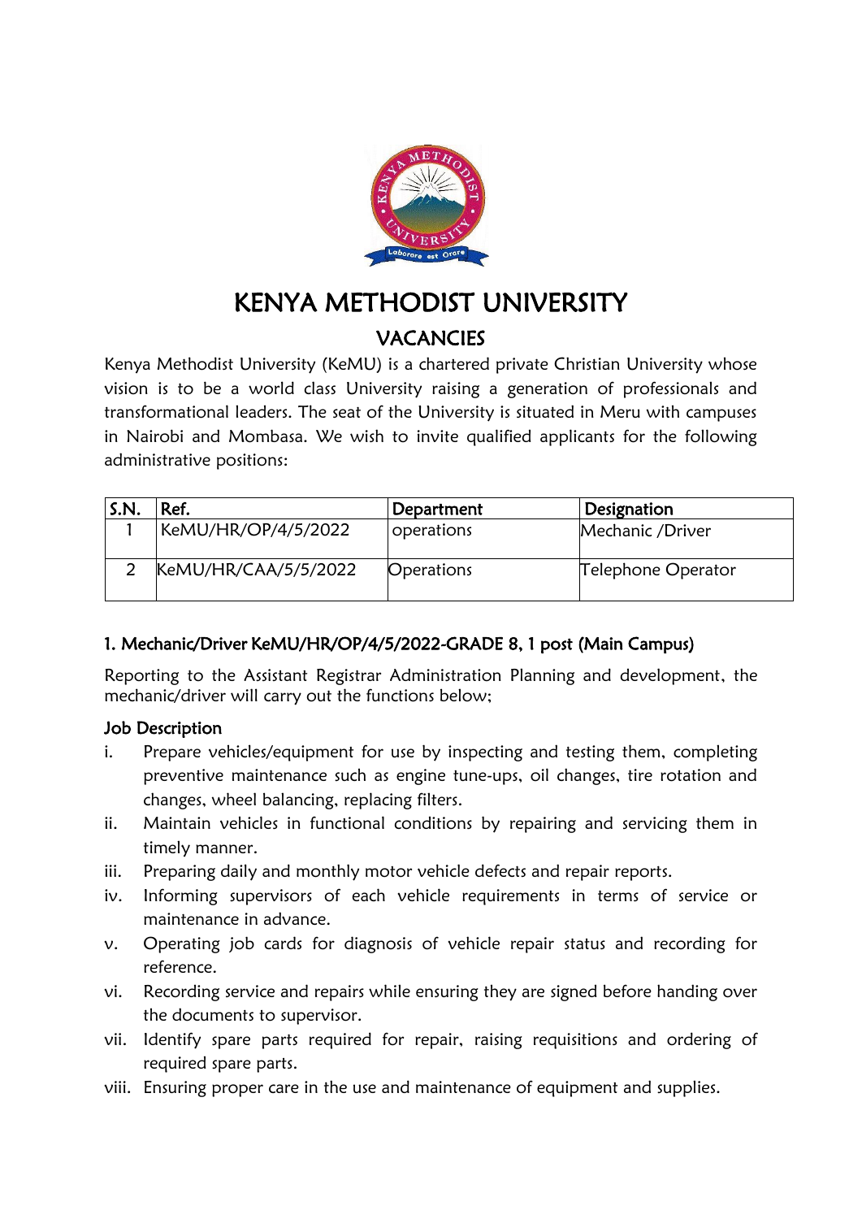# KENYA METHODIST UNIVERSITY

## VACANCIES

Kenya Methodist University (KeMU) is a chartered private Christian University whose vision is to be a world class University raising a generation of professionals and transformational leaders. The seat of the University is situated in Meru with campuses in Nairobi and Mombasa. We wish to invite qualified applicants for the following administrative positions:

| S.N. | Ref. | Department | Designation |
|---|---|---|---|
| 1 | KeMU/HR/OP/4/5/2022 | operations | Mechanic /Driver |
| 2 | KeMU/HR/CAA/5/5/2022 | Operations | Telephone Operator |

### 1. Mechanic/Driver KeMU/HR/OP/4/5/2022-GRADE 8, 1 post (Main Campus)

Reporting to the Assistant Registrar Administration Planning and development, the mechanic/driver will carry out the functions below;

#### Job Description

i. Prepare vehicles/equipment for use by inspecting and testing them, completing preventive maintenance such as engine tune-ups, oil changes, tire rotation and changes, wheel balancing, replacing filters.

ii. Maintain vehicles in functional conditions by repairing and servicing them in timely manner.

iii. Preparing daily and monthly motor vehicle defects and repair reports.

iv. Informing supervisors of each vehicle requirements in terms of service or maintenance in advance.

v. Operating job cards for diagnosis of vehicle repair status and recording for reference.

vi. Recording service and repairs while ensuring they are signed before handing over the documents to supervisor.

vii. Identify spare parts required for repair, raising requisitions and ordering of required spare parts.

viii. Ensuring proper care in the use and maintenance of equipment and supplies.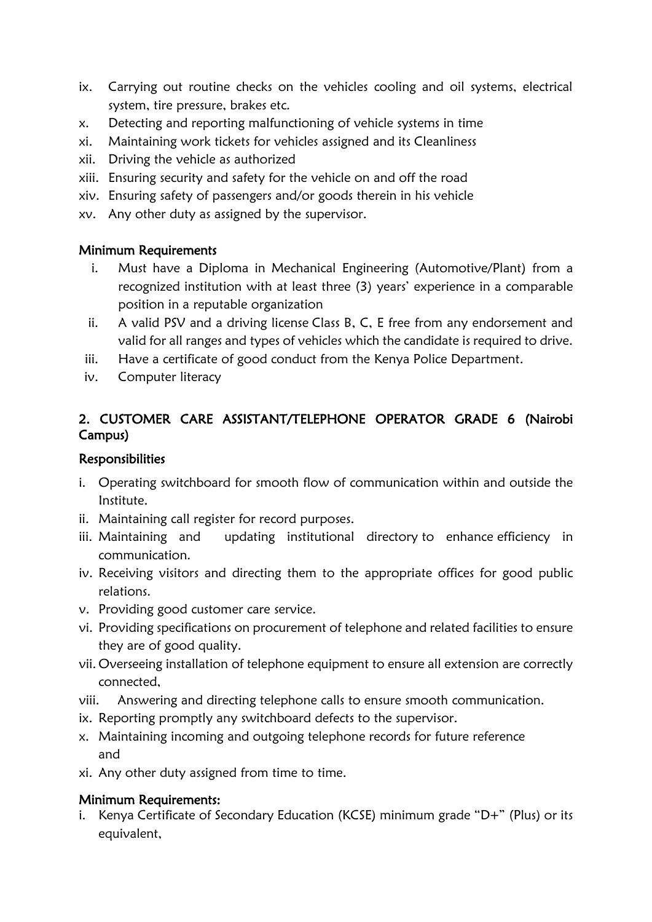ix. Carrying out routine checks on the vehicles cooling and oil systems, electrical system, tire pressure, brakes etc.
x. Detecting and reporting malfunctioning of vehicle systems in time
xi. Maintaining work tickets for vehicles assigned and its Cleanliness
xii. Driving the vehicle as authorized
xiii. Ensuring security and safety for the vehicle on and off the road
xiv. Ensuring safety of passengers and/or goods therein in his vehicle
xv. Any other duty as assigned by the supervisor.

### Minimum Requirements

i. Must have a Diploma in Mechanical Engineering (Automotive/Plant) from a recognized institution with at least three (3) years' experience in a comparable position in a reputable organization
ii. A valid PSV and a driving license Class B, C, E free from any endorsement and valid for all ranges and types of vehicles which the candidate is required to drive.
iii. Have a certificate of good conduct from the Kenya Police Department.
iv. Computer literacy

## 2. CUSTOMER CARE ASSISTANT/TELEPHONE OPERATOR GRADE 6 (Nairobi Campus)

### Responsibilities

i. Operating switchboard for smooth flow of communication within and outside the Institute.
ii. Maintaining call register for record purposes.
iii. Maintaining and updating institutional directory to enhance efficiency in communication.
iv. Receiving visitors and directing them to the appropriate offices for good public relations.
v. Providing good customer care service.
vi. Providing specifications on procurement of telephone and related facilities to ensure they are of good quality.
vii. Overseeing installation of telephone equipment to ensure all extension are correctly connected,
viii. Answering and directing telephone calls to ensure smooth communication.
ix. Reporting promptly any switchboard defects to the supervisor.
x. Maintaining incoming and outgoing telephone records for future reference and
xi. Any other duty assigned from time to time.

### Minimum Requirements:

i. Kenya Certificate of Secondary Education (KCSE) minimum grade "D+" (Plus) or its equivalent,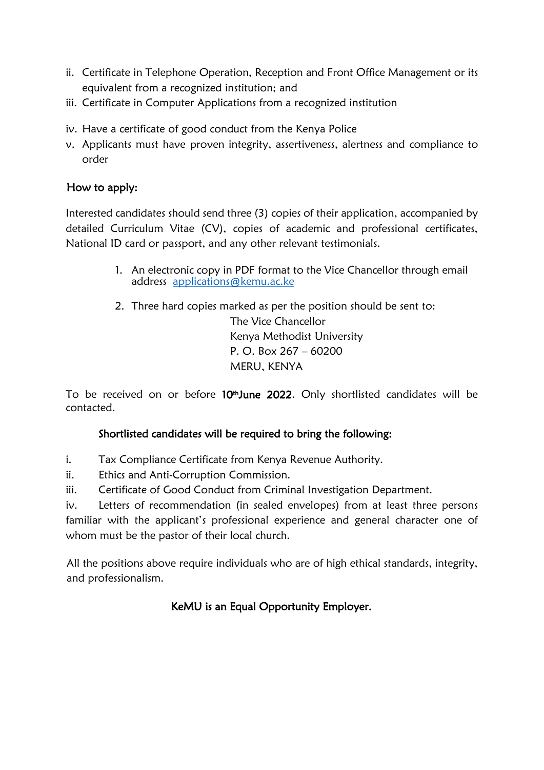ii. Certificate in Telephone Operation, Reception and Front Office Management or its equivalent from a recognized institution; and
iii. Certificate in Computer Applications from a recognized institution
iv. Have a certificate of good conduct from the Kenya Police
v. Applicants must have proven integrity, assertiveness, alertness and compliance to order

## How to apply:

Interested candidates should send three (3) copies of their application, accompanied by detailed Curriculum Vitae (CV), copies of academic and professional certificates, National ID card or passport, and any other relevant testimonials.

1. An electronic copy in PDF format to the Vice Chancellor through email address applications@kemu.ac.ke

2. Three hard copies marked as per the position should be sent to:

   The Vice Chancellor
   Kenya Methodist University
   P. O. Box 267 – 60200
   MERU, KENYA

To be received on or before **10th June 2022**. Only shortlisted candidates will be contacted.

### Shortlisted candidates will be required to bring the following:

i. Tax Compliance Certificate from Kenya Revenue Authority.
ii. Ethics and Anti-Corruption Commission.
iii. Certificate of Good Conduct from Criminal Investigation Department.
iv. Letters of recommendation (in sealed envelopes) from at least three persons familiar with the applicant's professional experience and general character one of whom must be the pastor of their local church.

All the positions above require individuals who are of high ethical standards, integrity, and professionalism.

**KeMU is an Equal Opportunity Employer.**